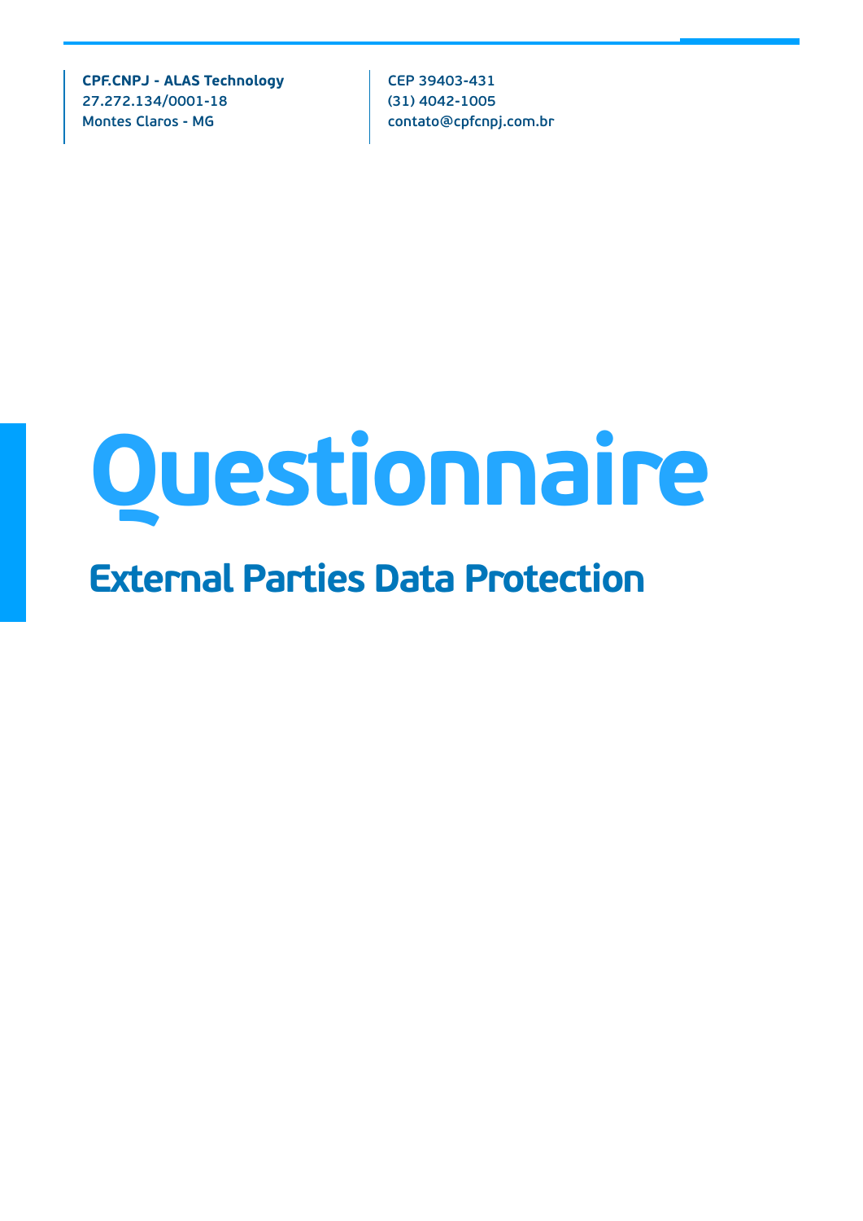**CPF.CNPJ - ALAS Technology**
27.272.134/0001-18
Montes Claros - MG

CEP 39403-431
(31) 4042-1005
contato@cpfcnpj.com.br

# Questionnaire

## External Parties Data Protection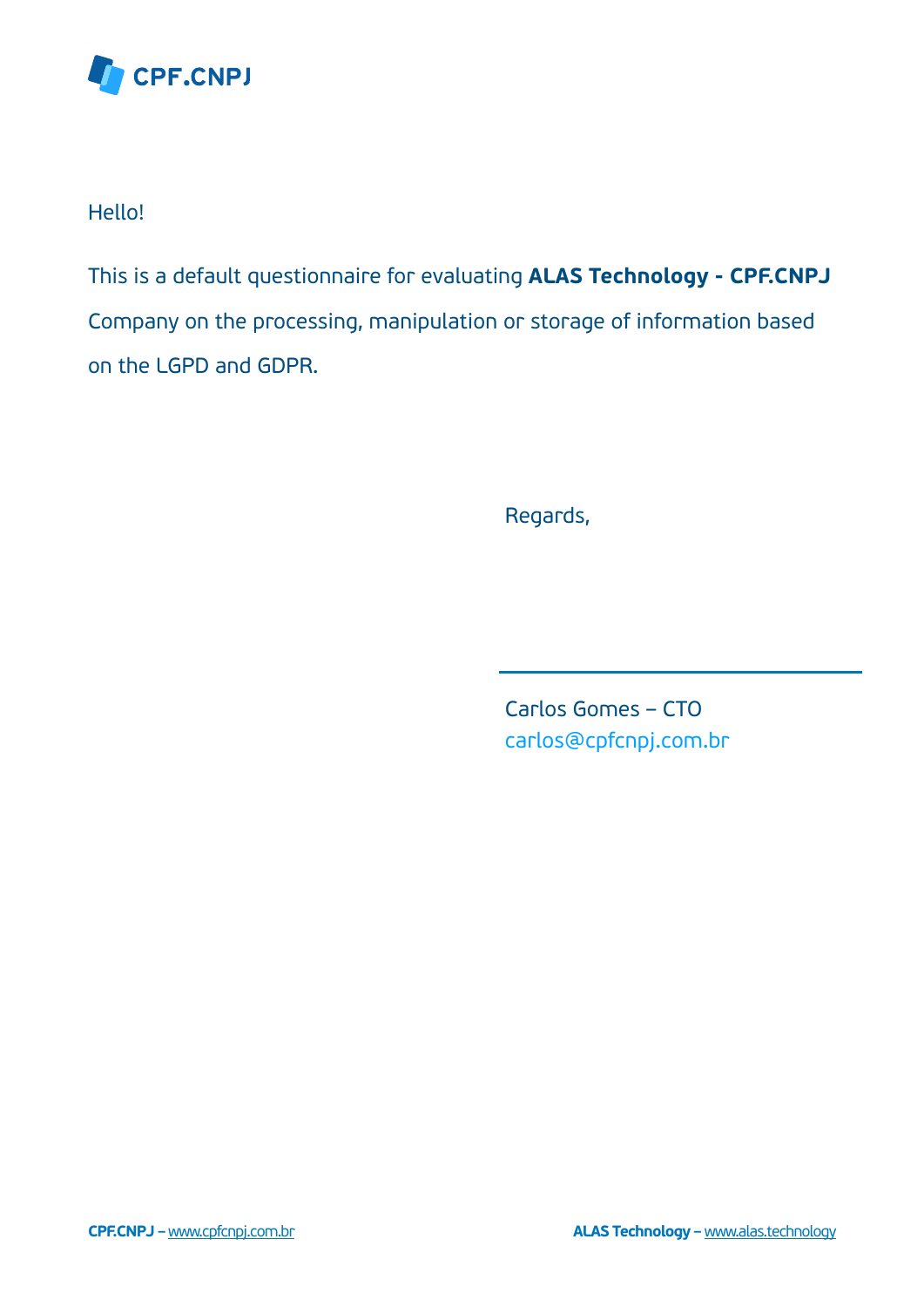CPF.CNPJ

Hello!

This is a default questionnaire for evaluating **ALAS Technology - CPF.CNPJ** Company on the processing, manipulation or storage of information based on the LGPD and GDPR.

Regards,

Carlos Gomes – CTO
carlos@cpfcnpj.com.br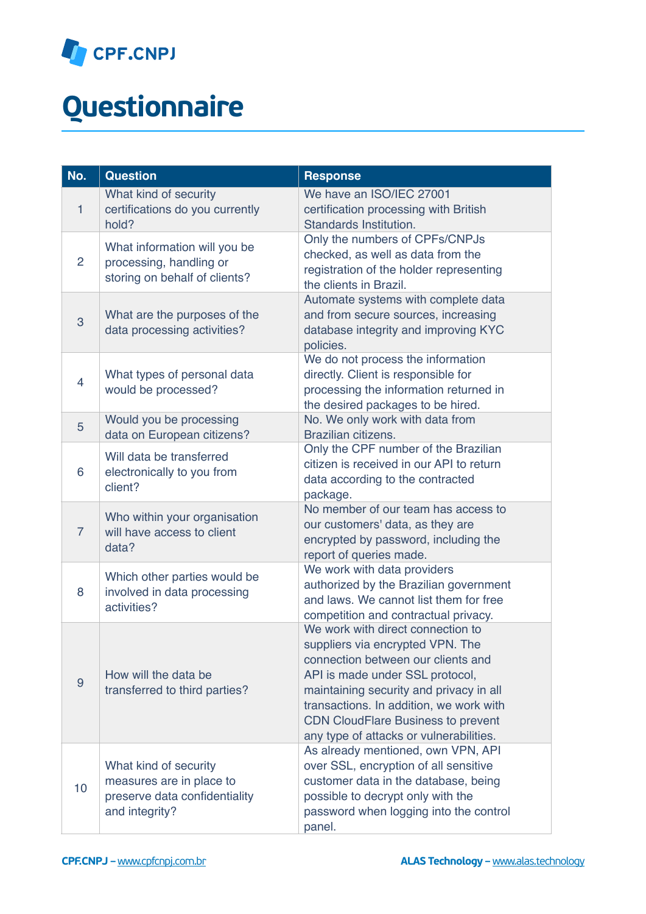CPF.CNPJ

# Questionnaire

| No. | Question | Response |
|---|---|---|
| 1 | What kind of security certifications do you currently hold? | We have an ISO/IEC 27001 certification processing with British Standards Institution. |
| 2 | What information will you be processing, handling or storing on behalf of clients? | Only the numbers of CPFs/CNPJs checked, as well as data from the registration of the holder representing the clients in Brazil. |
| 3 | What are the purposes of the data processing activities? | Automate systems with complete data and from secure sources, increasing database integrity and improving KYC policies. |
| 4 | What types of personal data would be processed? | We do not process the information directly. Client is responsible for processing the information returned in the desired packages to be hired. |
| 5 | Would you be processing data on European citizens? | No. We only work with data from Brazilian citizens. |
| 6 | Will data be transferred electronically to you from client? | Only the CPF number of the Brazilian citizen is received in our API to return data according to the contracted package. |
| 7 | Who within your organisation will have access to client data? | No member of our team has access to our customers' data, as they are encrypted by password, including the report of queries made. |
| 8 | Which other parties would be involved in data processing activities? | We work with data providers authorized by the Brazilian government and laws. We cannot list them for free competition and contractual privacy. |
| 9 | How will the data be transferred to third parties? | We work with direct connection to suppliers via encrypted VPN. The connection between our clients and API is made under SSL protocol, maintaining security and privacy in all transactions. In addition, we work with CDN CloudFlare Business to prevent any type of attacks or vulnerabilities. |
| 10 | What kind of security measures are in place to preserve data confidentiality and integrity? | As already mentioned, own VPN, API over SSL, encryption of all sensitive customer data in the database, being possible to decrypt only with the password when logging into the control panel. |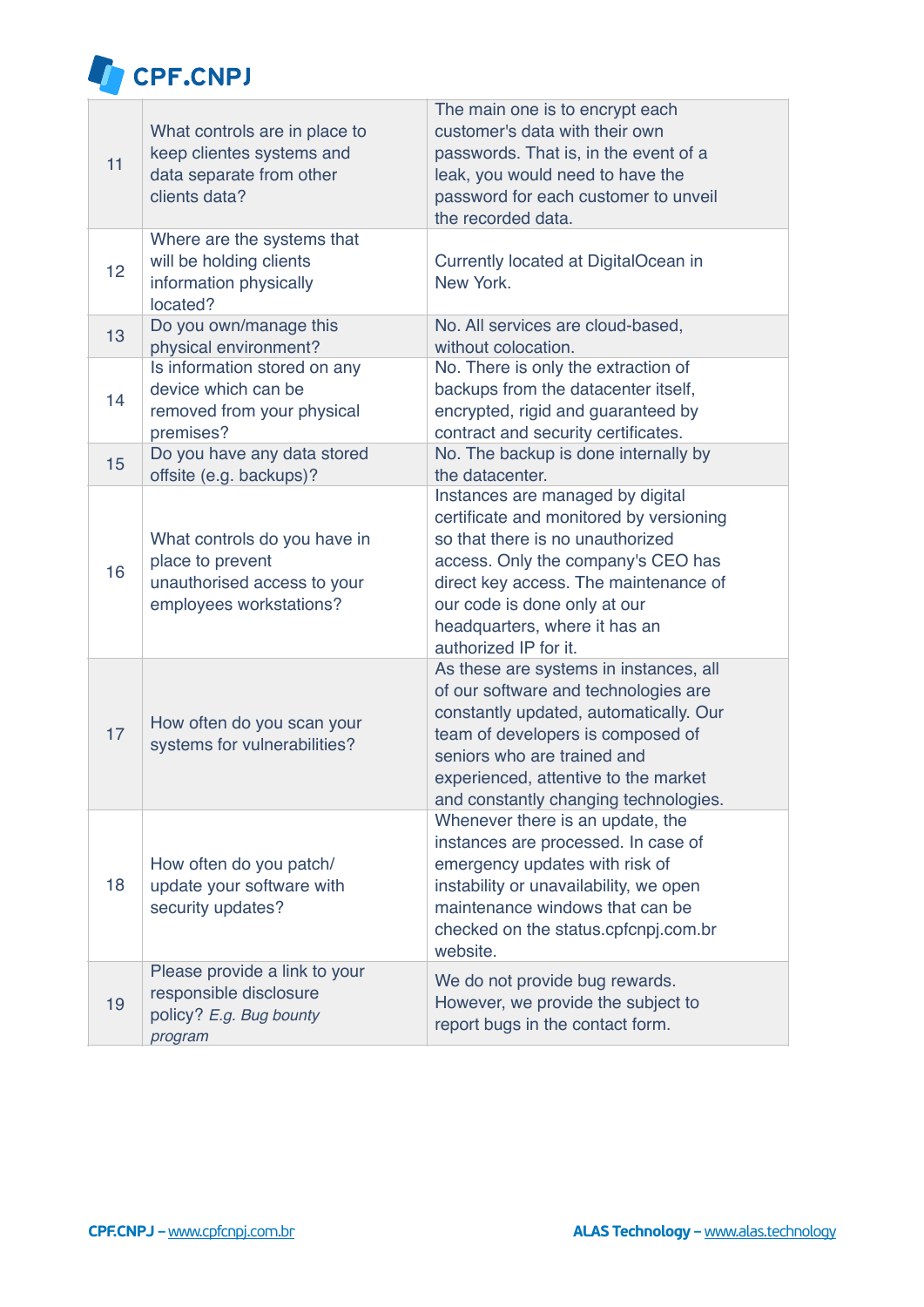| | | |
|---|---|---|
| 11 | What controls are in place to keep clientes systems and data separate from other clients data? | The main one is to encrypt each customer's data with their own passwords. That is, in the event of a leak, you would need to have the password for each customer to unveil the recorded data. |
| 12 | Where are the systems that will be holding clients information physically located? | Currently located at DigitalOcean in New York. |
| 13 | Do you own/manage this physical environment? | No. All services are cloud-based, without colocation. |
| 14 | Is information stored on any device which can be removed from your physical premises? | No. There is only the extraction of backups from the datacenter itself, encrypted, rigid and guaranteed by contract and security certificates. |
| 15 | Do you have any data stored offsite (e.g. backups)? | No. The backup is done internally by the datacenter. |
| 16 | What controls do you have in place to prevent unauthorised access to your employees workstations? | Instances are managed by digital certificate and monitored by versioning so that there is no unauthorized access. Only the company's CEO has direct key access. The maintenance of our code is done only at our headquarters, where it has an authorized IP for it. |
| 17 | How often do you scan your systems for vulnerabilities? | As these are systems in instances, all of our software and technologies are constantly updated, automatically. Our team of developers is composed of seniors who are trained and experienced, attentive to the market and constantly changing technologies. |
| 18 | How often do you patch/ update your software with security updates? | Whenever there is an update, the instances are processed. In case of emergency updates with risk of instability or unavailability, we open maintenance windows that can be checked on the status.cpfcnpj.com.br website. |
| 19 | Please provide a link to your responsible disclosure policy? *E.g. Bug bounty program* | We do not provide bug rewards. However, we provide the subject to report bugs in the contact form. |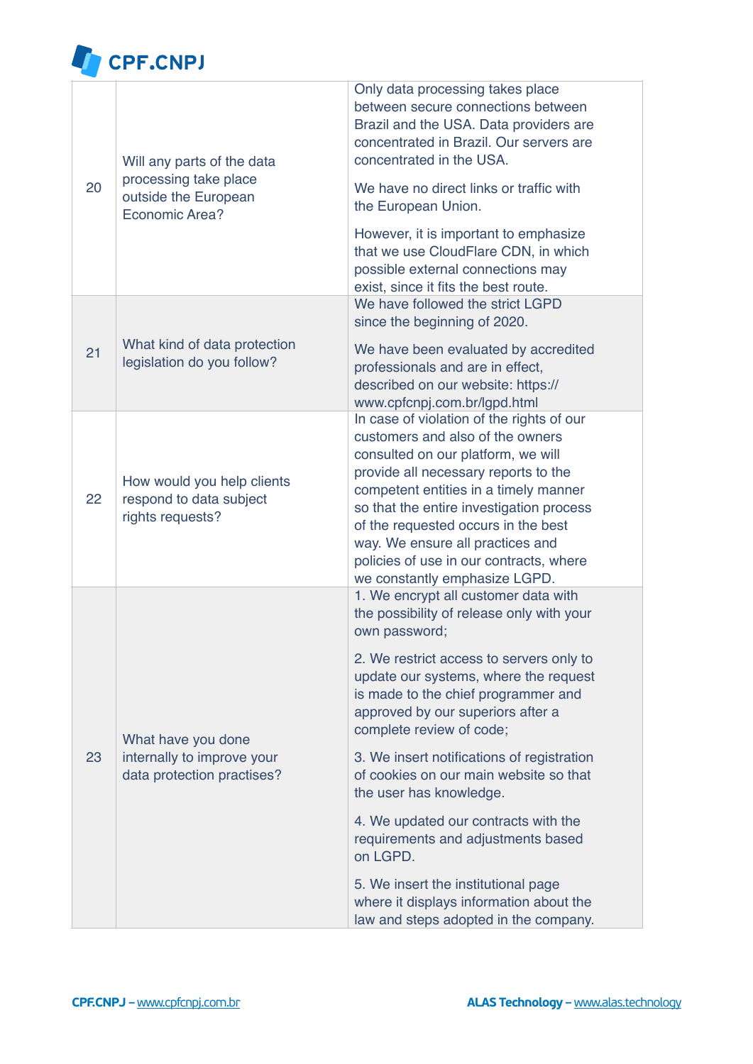| 20 | Will any parts of the data processing take place outside the European Economic Area? | Only data processing takes place between secure connections between Brazil and the USA. Data providers are concentrated in Brazil. Our servers are concentrated in the USA.<br><br>We have no direct links or traffic with the European Union.<br><br>However, it is important to emphasize that we use CloudFlare CDN, in which possible external connections may exist, since it fits the best route. |
|---|---|---|
| 21 | What kind of data protection legislation do you follow? | We have followed the strict LGPD since the beginning of 2020.<br><br>We have been evaluated by accredited professionals and are in effect, described on our website: https://www.cpfcnpj.com.br/lgpd.html |
| 22 | How would you help clients respond to data subject rights requests? | In case of violation of the rights of our customers and also of the owners consulted on our platform, we will provide all necessary reports to the competent entities in a timely manner so that the entire investigation process of the requested occurs in the best way. We ensure all practices and policies of use in our contracts, where we constantly emphasize LGPD. |
| 23 | What have you done internally to improve your data protection practises? | 1. We encrypt all customer data with the possibility of release only with your own password;<br><br>2. We restrict access to servers only to update our systems, where the request is made to the chief programmer and approved by our superiors after a complete review of code;<br><br>3. We insert notifications of registration of cookies on our main website so that the user has knowledge.<br><br>4. We updated our contracts with the requirements and adjustments based on LGPD.<br><br>5. We insert the institutional page where it displays information about the law and steps adopted in the company. |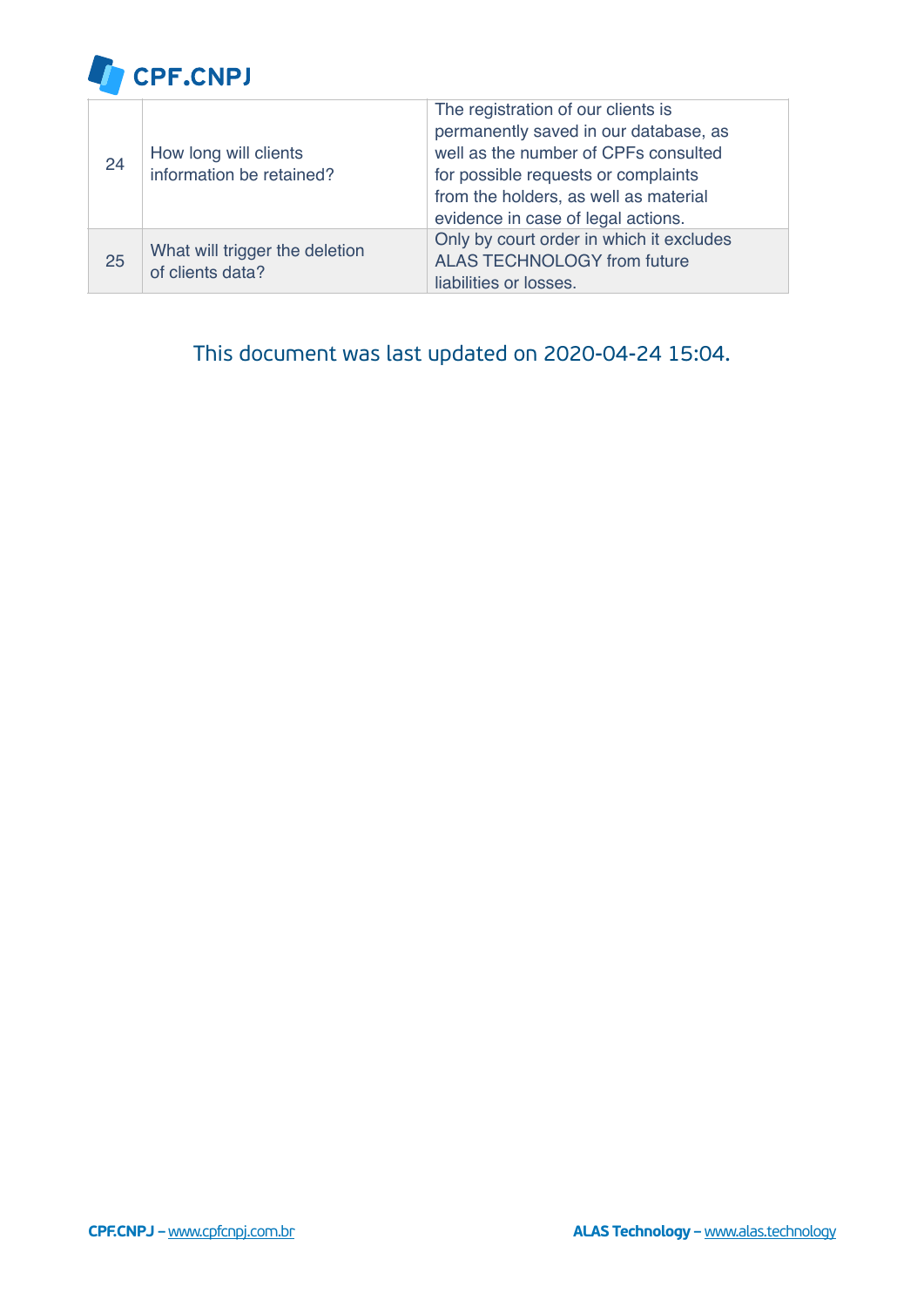| | | |
|---|---|---|
| 24 | How long will clients information be retained? | The registration of our clients is permanently saved in our database, as well as the number of CPFs consulted for possible requests or complaints from the holders, as well as material evidence in case of legal actions. |
| 25 | What will trigger the deletion of clients data? | Only by court order in which it excludes ALAS TECHNOLOGY from future liabilities or losses. |

This document was last updated on 2020-04-24 15:04.